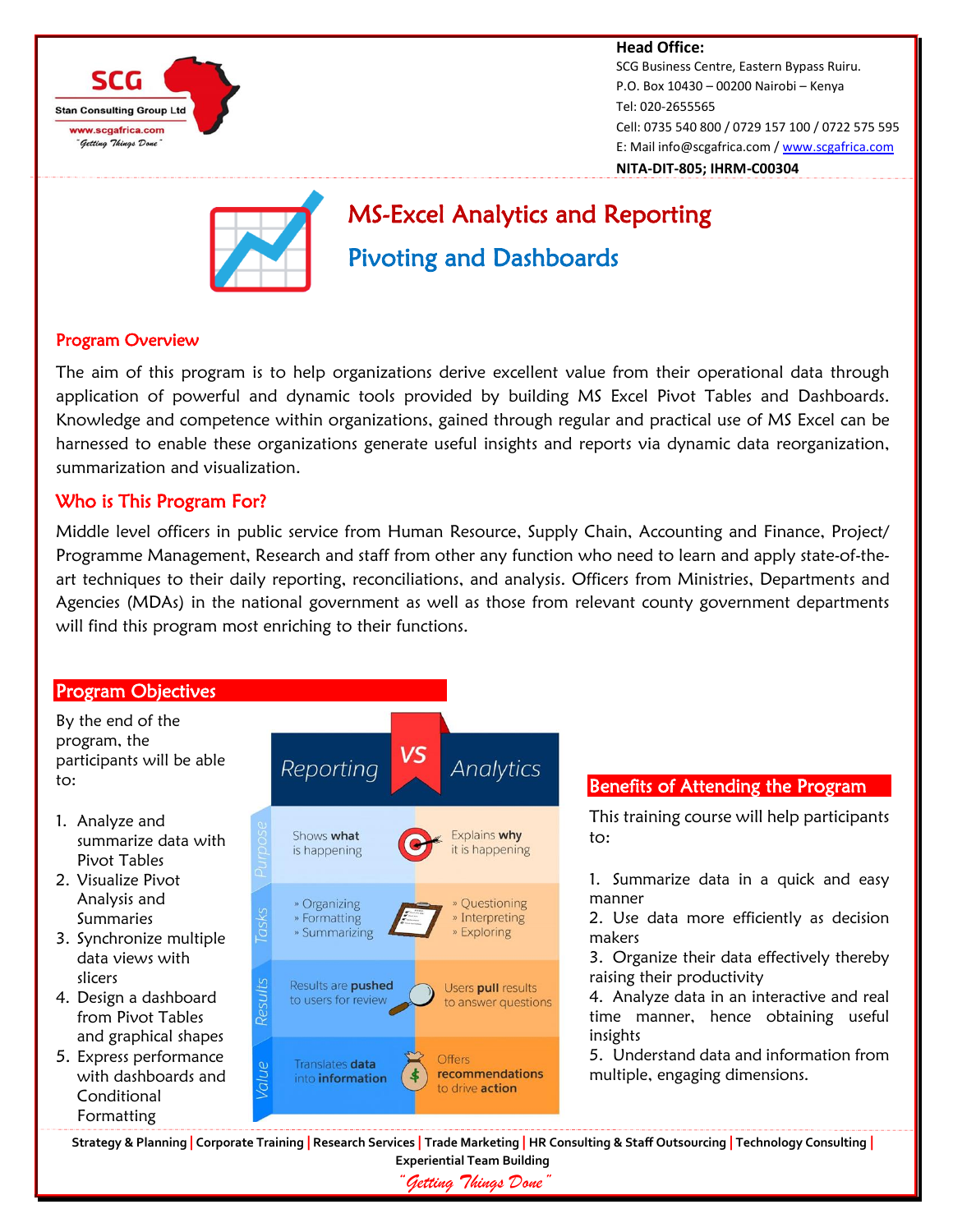**Head Office:**
SCG Business Centre, Eastern Bypass Ruiru.
P.O. Box 10430 – 00200 Nairobi – Kenya
Tel: 020-2655565
Cell: 0735 540 800 / 0729 157 100 / 0722 575 595
E: Mail info@scgafrica.com / www.scgafrica.com
**NITA-DIT-805; IHRM-C00304**

# MS-Excel Analytics and Reporting

## Pivoting and Dashboards

### Program Overview

The aim of this program is to help organizations derive excellent value from their operational data through application of powerful and dynamic tools provided by building MS Excel Pivot Tables and Dashboards. Knowledge and competence within organizations, gained through regular and practical use of MS Excel can be harnessed to enable these organizations generate useful insights and reports via dynamic data reorganization, summarization and visualization.

### Who is This Program For?

Middle level officers in public service from Human Resource, Supply Chain, Accounting and Finance, Project/ Programme Management, Research and staff from other any function who need to learn and apply state-of-the-art techniques to their daily reporting, reconciliations, and analysis. Officers from Ministries, Departments and Agencies (MDAs) in the national government as well as those from relevant county government departments will find this program most enriching to their functions.

### Program Objectives

By the end of the program, the participants will be able to:

1. Analyze and summarize data with Pivot Tables
2. Visualize Pivot Analysis and Summaries
3. Synchronize multiple data views with slicers
4. Design a dashboard from Pivot Tables and graphical shapes
5. Express performance with dashboards and Conditional Formatting

| | Reporting | VS | Analytics |
|---|---|---|---|
| Purpose | Shows **what** is happening | | Explains **why** it is happening |
| Tasks | » Organizing » Formatting » Summarizing | | » Questioning » Interpreting » Exploring |
| Results | Results are **pushed** to users for review | | Users **pull** results to answer questions |
| Value | Translates **data** into **information** | | Offers **recommendations** to drive **action** |

### Benefits of Attending the Program

This training course will help participants to:

1. Summarize data in a quick and easy manner
2. Use data more efficiently as decision makers
3. Organize their data effectively thereby raising their productivity
4. Analyze data in an interactive and real time manner, hence obtaining useful insights
5. Understand data and information from multiple, engaging dimensions.

**Strategy & Planning | Corporate Training | Research Services | Trade Marketing | HR Consulting & Staff Outsourcing | Technology Consulting | Experiential Team Building**

*"Getting Things Done"*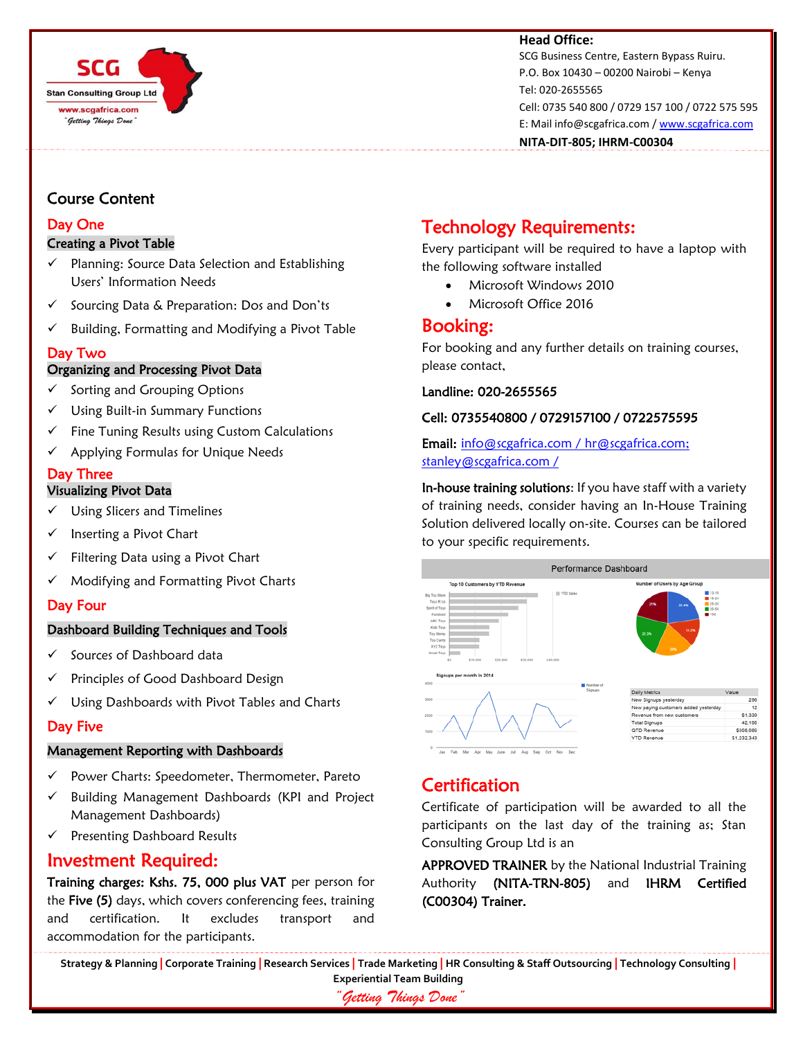## Course Content

### Day One

**Creating a Pivot Table**

- ✓ Planning: Source Data Selection and Establishing Users' Information Needs
- ✓ Sourcing Data & Preparation: Dos and Don'ts
- ✓ Building, Formatting and Modifying a Pivot Table

### Day Two

**Organizing and Processing Pivot Data**

- ✓ Sorting and Grouping Options
- ✓ Using Built-in Summary Functions
- ✓ Fine Tuning Results using Custom Calculations
- ✓ Applying Formulas for Unique Needs

### Day Three

**Visualizing Pivot Data**

- ✓ Using Slicers and Timelines
- ✓ Inserting a Pivot Chart
- ✓ Filtering Data using a Pivot Chart
- ✓ Modifying and Formatting Pivot Charts

### Day Four

**Dashboard Building Techniques and Tools**

- ✓ Sources of Dashboard data
- ✓ Principles of Good Dashboard Design
- ✓ Using Dashboards with Pivot Tables and Charts

### Day Five

**Management Reporting with Dashboards**

- ✓ Power Charts: Speedometer, Thermometer, Pareto
- ✓ Building Management Dashboards (KPI and Project Management Dashboards)
- ✓ Presenting Dashboard Results

## Investment Required:

**Training charges: Kshs. 75, 000 plus VAT** per person for the **Five (5)** days, which covers conferencing fees, training and certification. It excludes transport and accommodation for the participants.

## Technology Requirements:

Every participant will be required to have a laptop with the following software installed

- Microsoft Windows 2010
- Microsoft Office 2016

## Booking:

For booking and any further details on training courses, please contact,

**Landline: 020-2655565**

**Cell: 0735540800 / 0729157100 / 0722575595**

**Email:** info@scgafrica.com / hr@scgafrica.com; stanley@scgafrica.com /

**In-house training solutions**: If you have staff with a variety of training needs, consider having an In-House Training Solution delivered locally on-site. Courses can be tailored to your specific requirements.

Performance Dashboard

Top 10 Customers by YTD Revenue

Number of Users by Age Group

Signups per month in 2014

Daily Metrics

## Certification

Certificate of participation will be awarded to all the participants on the last day of the training as; Stan Consulting Group Ltd is an

**APPROVED TRAINER** by the National Industrial Training Authority **(NITA-TRN-805)** and **IHRM Certified (C00304) Trainer.**